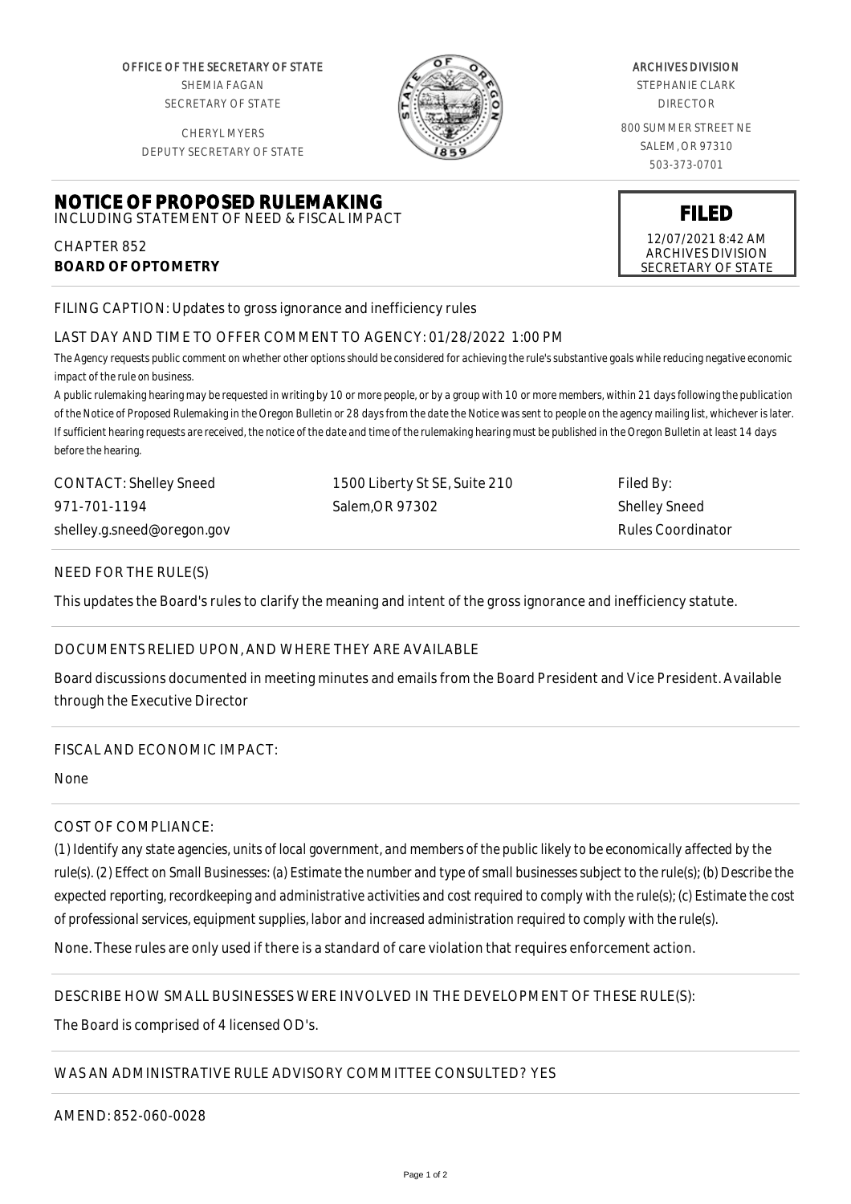OFFICE OF THE SECRETARY OF STATE
SHEMIA FAGAN
SECRETARY OF STATE

CHERYL MYERS
DEPUTY SECRETARY OF STATE

ARCHIVES DIVISION
STEPHANIE CLARK
DIRECTOR

800 SUMMER STREET NE
SALEM, OR 97310
503-373-0701

# NOTICE OF PROPOSED RULEMAKING

INCLUDING STATEMENT OF NEED & FISCAL IMPACT

**FILED**
12/07/2021 8:42 AM
ARCHIVES DIVISION
SECRETARY OF STATE

CHAPTER 852
**BOARD OF OPTOMETRY**

FILING CAPTION: Updates to gross ignorance and inefficiency rules

LAST DAY AND TIME TO OFFER COMMENT TO AGENCY: 01/28/2022 1:00 PM

*The Agency requests public comment on whether other options should be considered for achieving the rule's substantive goals while reducing negative economic impact of the rule on business.*

*A public rulemaking hearing may be requested in writing by 10 or more people, or by a group with 10 or more members, within 21 days following the publication of the Notice of Proposed Rulemaking in the Oregon Bulletin or 28 days from the date the Notice was sent to people on the agency mailing list, whichever is later. If sufficient hearing requests are received, the notice of the date and time of the rulemaking hearing must be published in the Oregon Bulletin at least 14 days before the hearing.*

| | | |
|---|---|---|
| CONTACT: Shelley Sneed | 1500 Liberty St SE, Suite 210 | Filed By: |
| 971-701-1194 | Salem,OR 97302 | Shelley Sneed |
| shelley.g.sneed@oregon.gov | | Rules Coordinator |

NEED FOR THE RULE(S)

This updates the Board's rules to clarify the meaning and intent of the gross ignorance and inefficiency statute.

DOCUMENTS RELIED UPON, AND WHERE THEY ARE AVAILABLE

Board discussions documented in meeting minutes and emails from the Board President and Vice President. Available through the Executive Director

FISCAL AND ECONOMIC IMPACT:

None

COST OF COMPLIANCE:

*(1) Identify any state agencies, units of local government, and members of the public likely to be economically affected by the rule(s). (2) Effect on Small Businesses: (a) Estimate the number and type of small businesses subject to the rule(s); (b) Describe the expected reporting, recordkeeping and administrative activities and cost required to comply with the rule(s); (c) Estimate the cost of professional services, equipment supplies, labor and increased administration required to comply with the rule(s).*

None. These rules are only used if there is a standard of care violation that requires enforcement action.

DESCRIBE HOW SMALL BUSINESSES WERE INVOLVED IN THE DEVELOPMENT OF THESE RULE(S):

The Board is comprised of 4 licensed OD's.

WAS AN ADMINISTRATIVE RULE ADVISORY COMMITTEE CONSULTED? YES

AMEND: 852-060-0028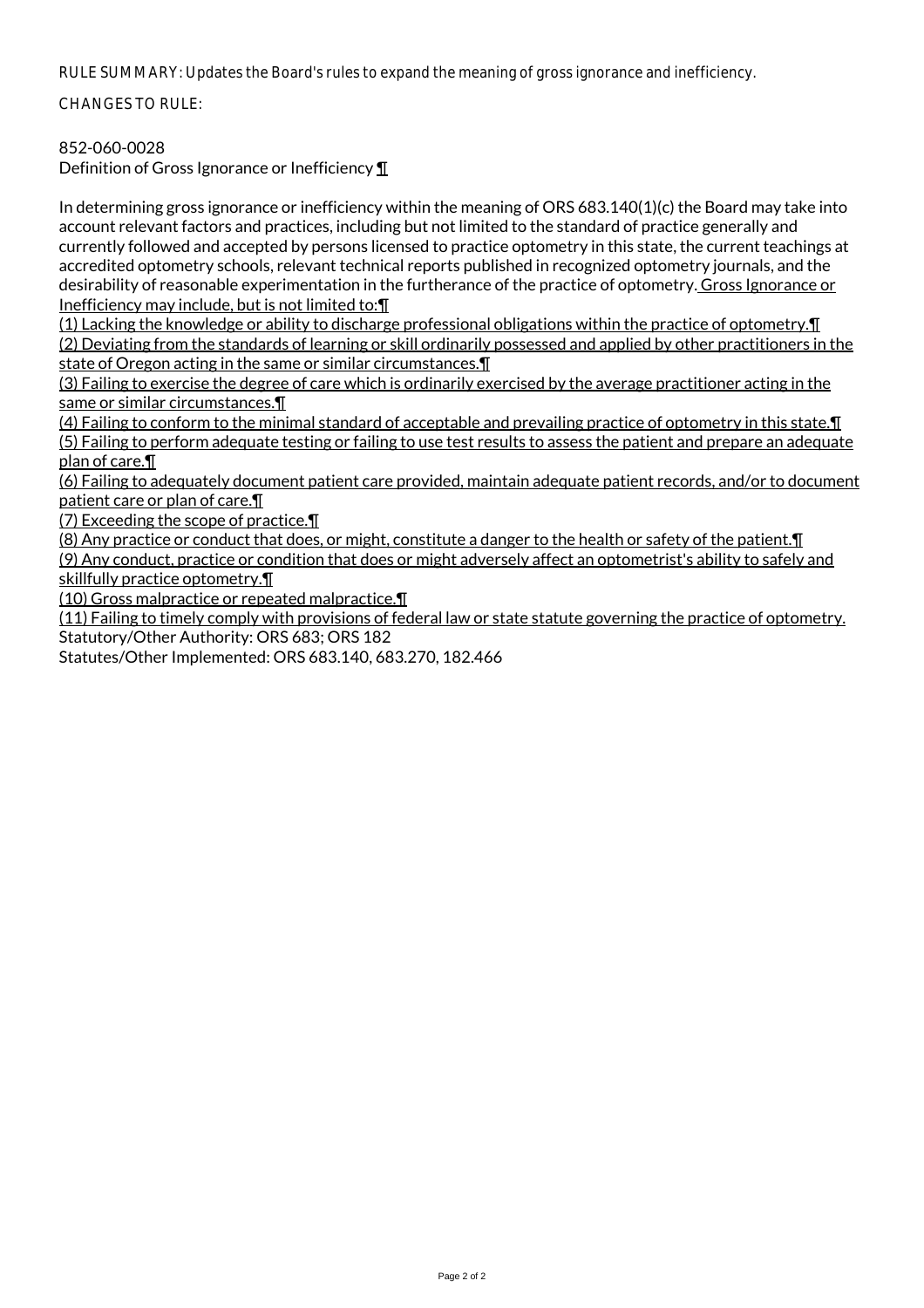RULE SUMMARY: Updates the Board's rules to expand the meaning of gross ignorance and inefficiency.

CHANGES TO RULE:

852-060-0028
Definition of Gross Ignorance or Inefficiency ¶

In determining gross ignorance or inefficiency within the meaning of ORS 683.140(1)(c) the Board may take into account relevant factors and practices, including but not limited to the standard of practice generally and currently followed and accepted by persons licensed to practice optometry in this state, the current teachings at accredited optometry schools, relevant technical reports published in recognized optometry journals, and the desirability of reasonable experimentation in the furtherance of the practice of optometry. Gross Ignorance or Inefficiency may include, but is not limited to:¶
(1) Lacking the knowledge or ability to discharge professional obligations within the practice of optometry.¶
(2) Deviating from the standards of learning or skill ordinarily possessed and applied by other practitioners in the state of Oregon acting in the same or similar circumstances.¶
(3) Failing to exercise the degree of care which is ordinarily exercised by the average practitioner acting in the same or similar circumstances.¶
(4) Failing to conform to the minimal standard of acceptable and prevailing practice of optometry in this state.¶
(5) Failing to perform adequate testing or failing to use test results to assess the patient and prepare an adequate plan of care.¶
(6) Failing to adequately document patient care provided, maintain adequate patient records, and/or to document patient care or plan of care.¶
(7) Exceeding the scope of practice.¶
(8) Any practice or conduct that does, or might, constitute a danger to the health or safety of the patient.¶
(9) Any conduct, practice or condition that does or might adversely affect an optometrist's ability to safely and skillfully practice optometry.¶
(10) Gross malpractice or repeated malpractice.¶
(11) Failing to timely comply with provisions of federal law or state statute governing the practice of optometry.
Statutory/Other Authority: ORS 683; ORS 182
Statutes/Other Implemented: ORS 683.140, 683.270, 182.466